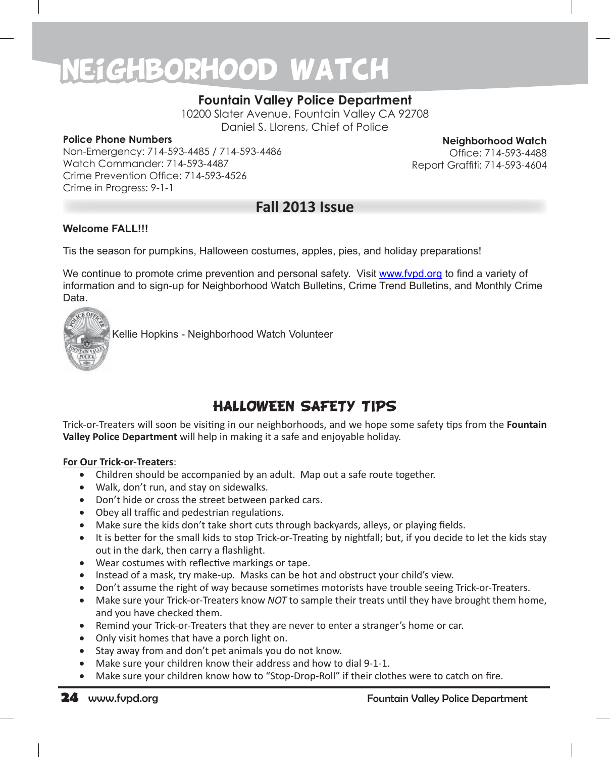# NEIGHBORHOOD WATCH

**Fountain Valley Police Department**
10200 Slater Avenue, Fountain Valley CA 92708
Daniel S. Llorens, Chief of Police

**Police Phone Numbers**
Non-Emergency: 714-593-4485 / 714-593-4486
Watch Commander: 714-593-4487
Crime Prevention Office: 714-593-4526
Crime in Progress: 9-1-1

**Neighborhood Watch**
Office: 714-593-4488
Report Graffiti: 714-593-4604

## Fall 2013 Issue

**Welcome FALL!!!**

Tis the season for pumpkins, Halloween costumes, apples, pies, and holiday preparations!

We continue to promote crime prevention and personal safety. Visit www.fvpd.org to find a variety of information and to sign-up for Neighborhood Watch Bulletins, Crime Trend Bulletins, and Monthly Crime Data.

Kellie Hopkins - Neighborhood Watch Volunteer

## HALLOWEEN SAFETY TIPS

Trick-or-Treaters will soon be visiting in our neighborhoods, and we hope some safety tips from the **Fountain Valley Police Department** will help in making it a safe and enjoyable holiday.

**For Our Trick-or-Treaters**:

- Children should be accompanied by an adult. Map out a safe route together.
- Walk, don't run, and stay on sidewalks.
- Don't hide or cross the street between parked cars.
- Obey all traffic and pedestrian regulations.
- Make sure the kids don't take short cuts through backyards, alleys, or playing fields.
- It is better for the small kids to stop Trick-or-Treating by nightfall; but, if you decide to let the kids stay out in the dark, then carry a flashlight.
- Wear costumes with reflective markings or tape.
- Instead of a mask, try make-up. Masks can be hot and obstruct your child's view.
- Don't assume the right of way because sometimes motorists have trouble seeing Trick-or-Treaters.
- Make sure your Trick-or-Treaters know *NOT* to sample their treats until they have brought them home, and you have checked them.
- Remind your Trick-or-Treaters that they are never to enter a stranger's home or car.
- Only visit homes that have a porch light on.
- Stay away from and don't pet animals you do not know.
- Make sure your children know their address and how to dial 9-1-1.
- Make sure your children know how to "Stop-Drop-Roll" if their clothes were to catch on fire.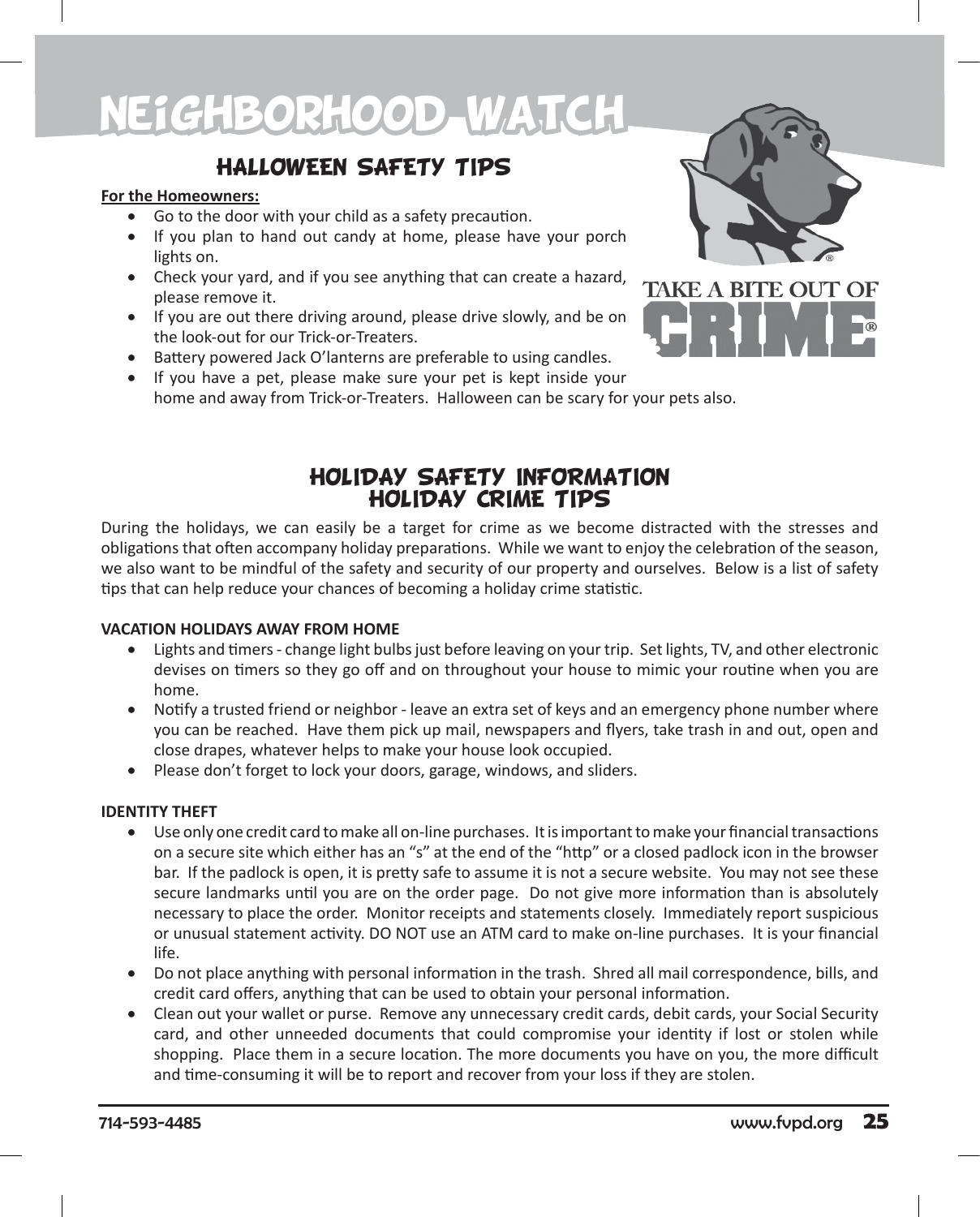# NEiGHBORHOOD WATCH

## HALLOWEEN SAFETY TIPS

**For the Homeowners:**

- Go to the door with your child as a safety precaution.
- If you plan to hand out candy at home, please have your porch lights on.
- Check your yard, and if you see anything that can create a hazard, please remove it.
- If you are out there driving around, please drive slowly, and be on the look-out for our Trick-or-Treaters.
- Battery powered Jack O'lanterns are preferable to using candles.
- If you have a pet, please make sure your pet is kept inside your home and away from Trick-or-Treaters. Halloween can be scary for your pets also.

TAKE A BITE OUT OF CRIME®

## HOLIDAY SAFETY INFORMATION
## HOLIDAY CRIME TIPS

During the holidays, we can easily be a target for crime as we become distracted with the stresses and obligations that often accompany holiday preparations. While we want to enjoy the celebration of the season, we also want to be mindful of the safety and security of our property and ourselves. Below is a list of safety tips that can help reduce your chances of becoming a holiday crime statistic.

**VACATION HOLIDAYS AWAY FROM HOME**

- Lights and timers - change light bulbs just before leaving on your trip. Set lights, TV, and other electronic devises on timers so they go off and on throughout your house to mimic your routine when you are home.
- Notify a trusted friend or neighbor - leave an extra set of keys and an emergency phone number where you can be reached. Have them pick up mail, newspapers and flyers, take trash in and out, open and close drapes, whatever helps to make your house look occupied.
- Please don't forget to lock your doors, garage, windows, and sliders.

**IDENTITY THEFT**

- Use only one credit card to make all on-line purchases. It is important to make your financial transactions on a secure site which either has an "s" at the end of the "http" or a closed padlock icon in the browser bar. If the padlock is open, it is pretty safe to assume it is not a secure website. You may not see these secure landmarks until you are on the order page. Do not give more information than is absolutely necessary to place the order. Monitor receipts and statements closely. Immediately report suspicious or unusual statement activity. DO NOT use an ATM card to make on-line purchases. It is your financial life.
- Do not place anything with personal information in the trash. Shred all mail correspondence, bills, and credit card offers, anything that can be used to obtain your personal information.
- Clean out your wallet or purse. Remove any unnecessary credit cards, debit cards, your Social Security card, and other unneeded documents that could compromise your identity if lost or stolen while shopping. Place them in a secure location. The more documents you have on you, the more difficult and time-consuming it will be to report and recover from your loss if they are stolen.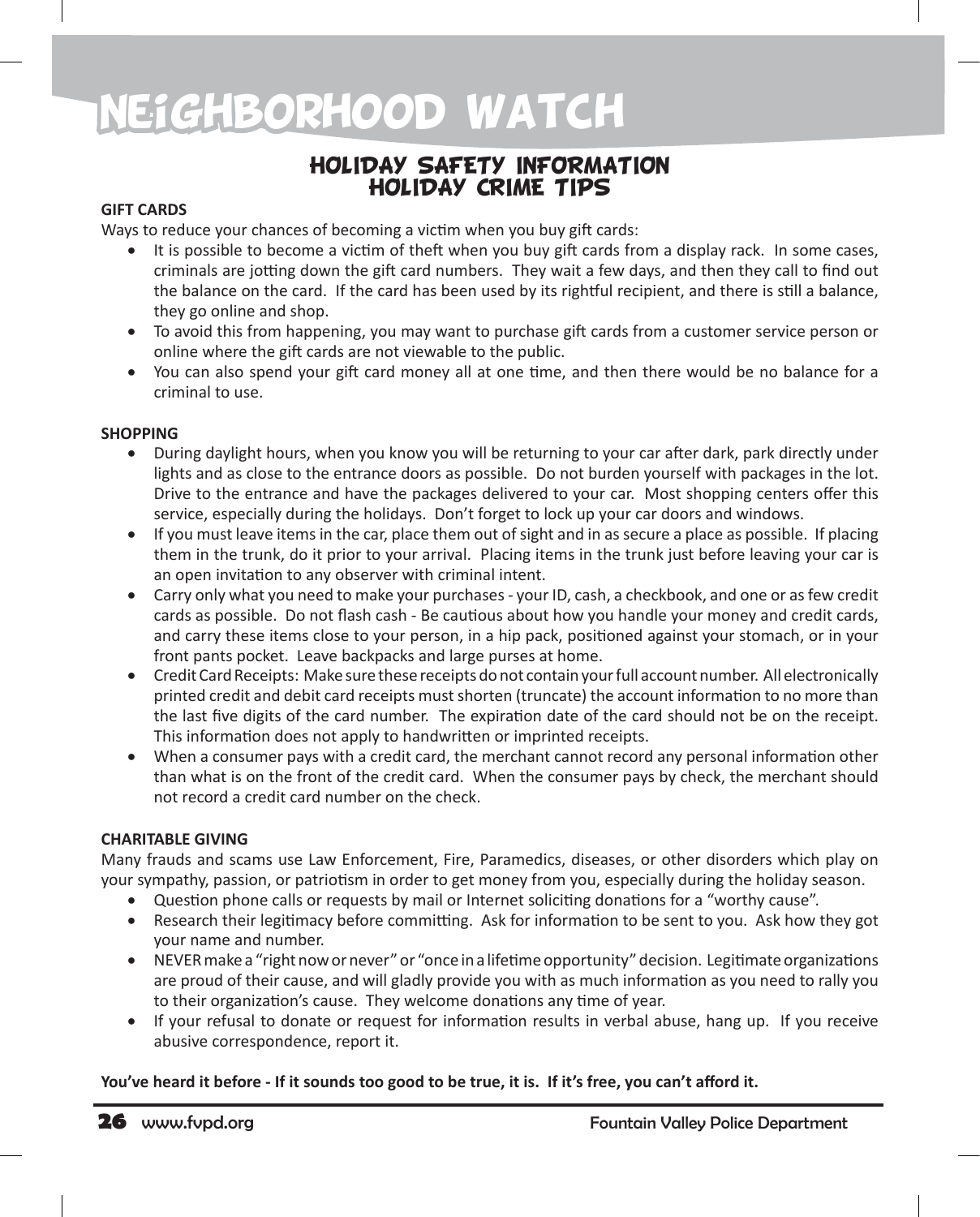# NEiGHBORHOOD WATCH

## HOLIDAY SAFETY INFORMATION
## HOLIDAY CRIME TIPS

**GIFT CARDS**

Ways to reduce your chances of becoming a victim when you buy gift cards:

- It is possible to become a victim of theft when you buy gift cards from a display rack. In some cases, criminals are jotting down the gift card numbers. They wait a few days, and then they call to find out the balance on the card. If the card has been used by its rightful recipient, and there is still a balance, they go online and shop.
- To avoid this from happening, you may want to purchase gift cards from a customer service person or online where the gift cards are not viewable to the public.
- You can also spend your gift card money all at one time, and then there would be no balance for a criminal to use.

**SHOPPING**

- During daylight hours, when you know you will be returning to your car after dark, park directly under lights and as close to the entrance doors as possible. Do not burden yourself with packages in the lot. Drive to the entrance and have the packages delivered to your car. Most shopping centers offer this service, especially during the holidays. Don't forget to lock up your car doors and windows.
- If you must leave items in the car, place them out of sight and in as secure a place as possible. If placing them in the trunk, do it prior to your arrival. Placing items in the trunk just before leaving your car is an open invitation to any observer with criminal intent.
- Carry only what you need to make your purchases - your ID, cash, a checkbook, and one or as few credit cards as possible. Do not flash cash - Be cautious about how you handle your money and credit cards, and carry these items close to your person, in a hip pack, positioned against your stomach, or in your front pants pocket. Leave backpacks and large purses at home.
- Credit Card Receipts: Make sure these receipts do not contain your full account number. All electronically printed credit and debit card receipts must shorten (truncate) the account information to no more than the last five digits of the card number. The expiration date of the card should not be on the receipt. This information does not apply to handwritten or imprinted receipts.
- When a consumer pays with a credit card, the merchant cannot record any personal information other than what is on the front of the credit card. When the consumer pays by check, the merchant should not record a credit card number on the check.

**CHARITABLE GIVING**

Many frauds and scams use Law Enforcement, Fire, Paramedics, diseases, or other disorders which play on your sympathy, passion, or patriotism in order to get money from you, especially during the holiday season.

- Question phone calls or requests by mail or Internet soliciting donations for a "worthy cause".
- Research their legitimacy before committing. Ask for information to be sent to you. Ask how they got your name and number.
- NEVER make a "right now or never" or "once in a lifetime opportunity" decision. Legitimate organizations are proud of their cause, and will gladly provide you with as much information as you need to rally you to their organization's cause. They welcome donations any time of year.
- If your refusal to donate or request for information results in verbal abuse, hang up. If you receive abusive correspondence, report it.

**You've heard it before - If it sounds too good to be true, it is. If it's free, you can't afford it.**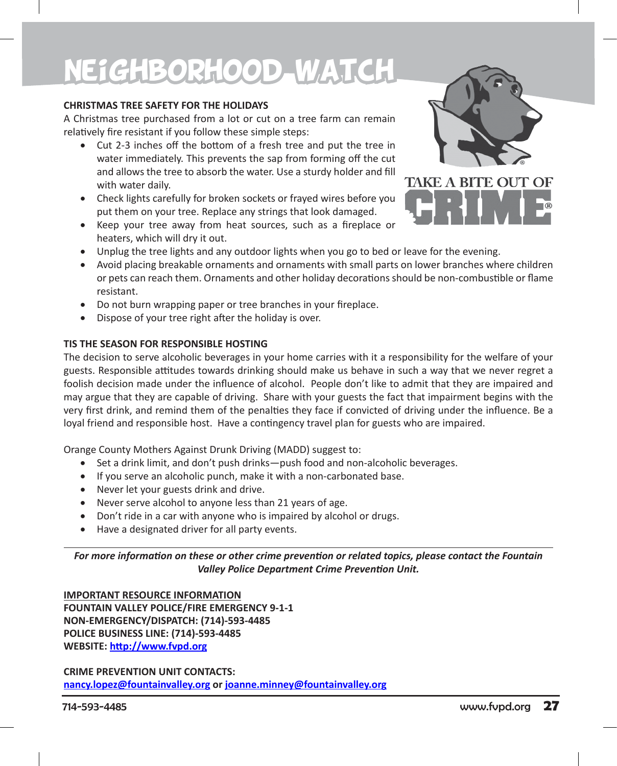# NEIGHBORHOOD WATCH

TAKE A BITE OUT OF CRIME®

**CHRISTMAS TREE SAFETY FOR THE HOLIDAYS**

A Christmas tree purchased from a lot or cut on a tree farm can remain relatively fire resistant if you follow these simple steps:

- Cut 2-3 inches off the bottom of a fresh tree and put the tree in water immediately. This prevents the sap from forming off the cut and allows the tree to absorb the water. Use a sturdy holder and fill with water daily.
- Check lights carefully for broken sockets or frayed wires before you put them on your tree. Replace any strings that look damaged.
- Keep your tree away from heat sources, such as a fireplace or heaters, which will dry it out.
- Unplug the tree lights and any outdoor lights when you go to bed or leave for the evening.
- Avoid placing breakable ornaments and ornaments with small parts on lower branches where children or pets can reach them. Ornaments and other holiday decorations should be non-combustible or flame resistant.
- Do not burn wrapping paper or tree branches in your fireplace.
- Dispose of your tree right after the holiday is over.

**TIS THE SEASON FOR RESPONSIBLE HOSTING**

The decision to serve alcoholic beverages in your home carries with it a responsibility for the welfare of your guests. Responsible attitudes towards drinking should make us behave in such a way that we never regret a foolish decision made under the influence of alcohol. People don't like to admit that they are impaired and may argue that they are capable of driving. Share with your guests the fact that impairment begins with the very first drink, and remind them of the penalties they face if convicted of driving under the influence. Be a loyal friend and responsible host. Have a contingency travel plan for guests who are impaired.

Orange County Mothers Against Drunk Driving (MADD) suggest to:

- Set a drink limit, and don't push drinks—push food and non-alcoholic beverages.
- If you serve an alcoholic punch, make it with a non-carbonated base.
- Never let your guests drink and drive.
- Never serve alcohol to anyone less than 21 years of age.
- Don't ride in a car with anyone who is impaired by alcohol or drugs.
- Have a designated driver for all party events.

---

***For more information on these or other crime prevention or related topics, please contact the Fountain Valley Police Department Crime Prevention Unit.***

**IMPORTANT RESOURCE INFORMATION**
**FOUNTAIN VALLEY POLICE/FIRE EMERGENCY 9-1-1**
**NON-EMERGENCY/DISPATCH: (714)-593-4485**
**POLICE BUSINESS LINE: (714)-593-4485**
**WEBSITE: [http://www.fvpd.org](http://www.fvpd.org)**

**CRIME PREVENTION UNIT CONTACTS:**
**[nancy.lopez@fountainvalley.org](mailto:nancy.lopez@fountainvalley.org) or [joanne.minney@fountainvalley.org](mailto:joanne.minney@fountainvalley.org)**